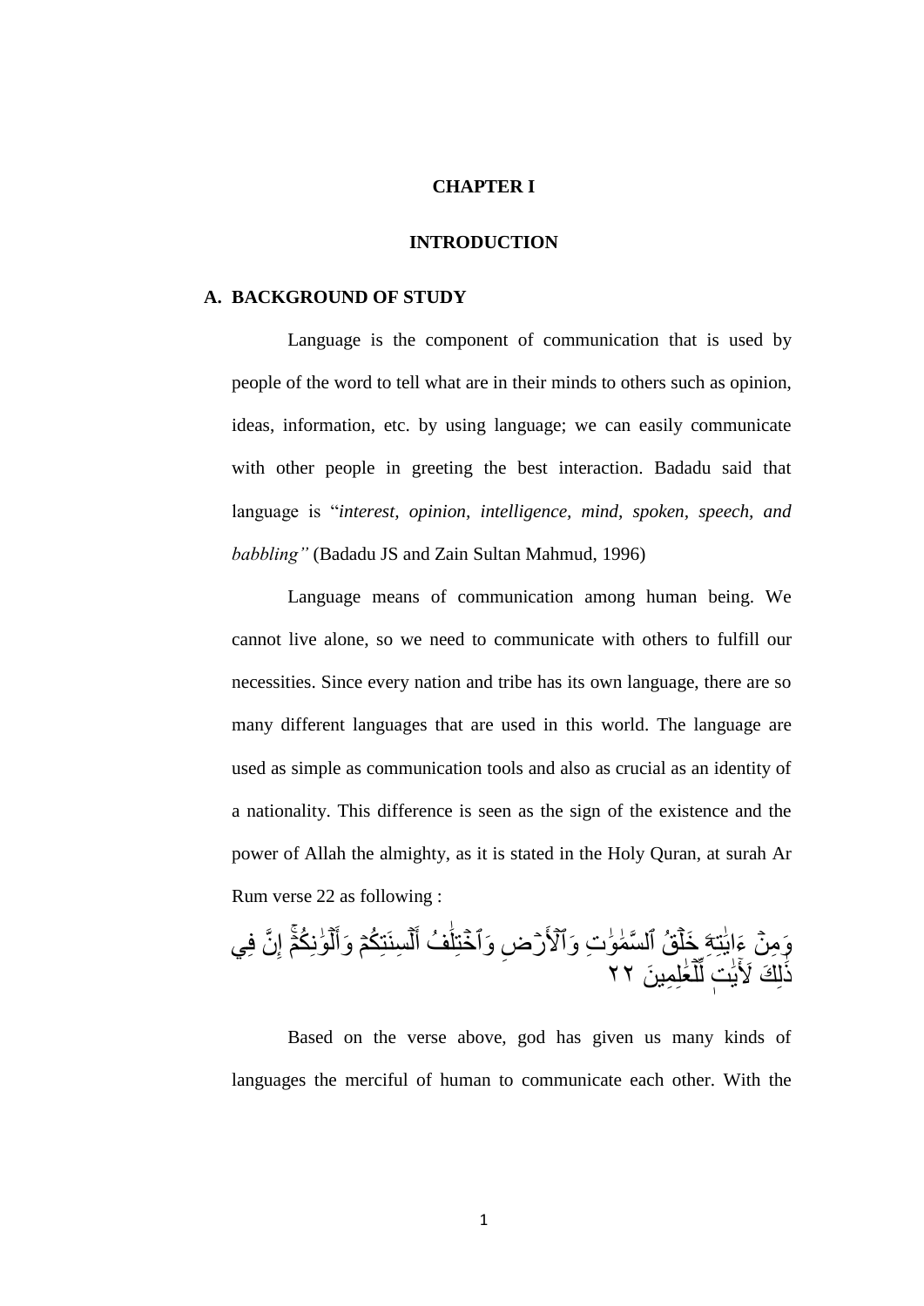# CHAPTER I

# INTRODUCTION

## A. BACKGROUND OF STUDY

Language is the component of communication that is used by people of the word to tell what are in their minds to others such as opinion, ideas, information, etc. by using language; we can easily communicate with other people in greeting the best interaction. Badadu said that language is "*interest, opinion, intelligence, mind, spoken, speech, and babbling"* (Badadu JS and Zain Sultan Mahmud, 1996)

Language means of communication among human being. We cannot live alone, so we need to communicate with others to fulfill our necessities. Since every nation and tribe has its own language, there are so many different languages that are used in this world. The language are used as simple as communication tools and also as crucial as an identity of a nationality. This difference is seen as the sign of the existence and the power of Allah the almighty, as it is stated in the Holy Quran, at surah Ar Rum verse 22 as following :

وَمِنۡ ءَايَٰتِهِۦ خَلۡقُ ٱلسَّمَٰوَٰتِ وَٱلۡأَرۡضِ وَٱخۡتِلَٰفُ أَلۡسِنَتِكُمۡ وَأَلۡوَٰنِكُمۡۚ إِنَّ فِي ذَٰلِكَ لَأٓيَٰتٖ لِّلۡعَٰلِمِينَ ٢٢

Based on the verse above, god has given us many kinds of languages the merciful of human to communicate each other. With the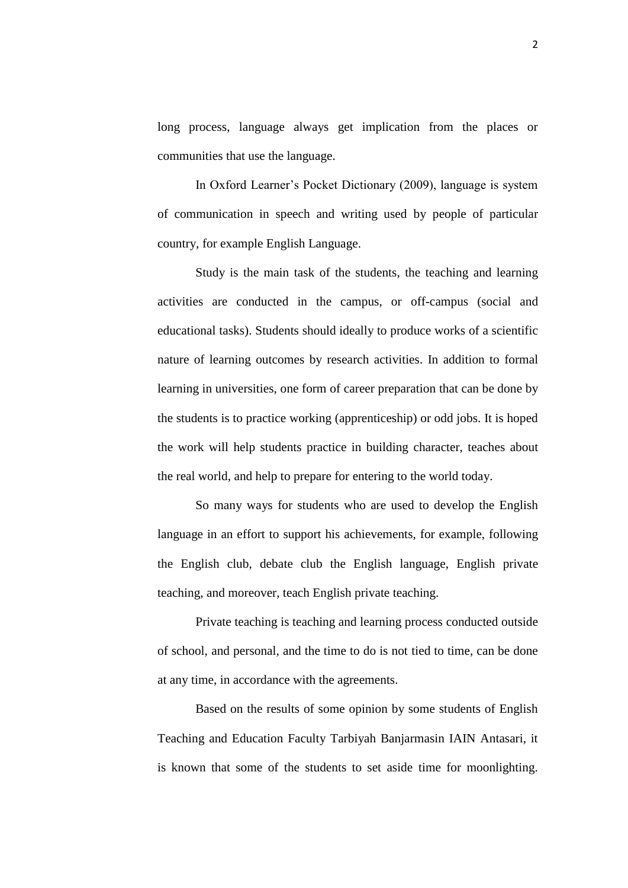long process, language always get implication from the places or communities that use the language.

In Oxford Learner's Pocket Dictionary (2009), language is system of communication in speech and writing used by people of particular country, for example English Language.

Study is the main task of the students, the teaching and learning activities are conducted in the campus, or off-campus (social and educational tasks). Students should ideally to produce works of a scientific nature of learning outcomes by research activities. In addition to formal learning in universities, one form of career preparation that can be done by the students is to practice working (apprenticeship) or odd jobs. It is hoped the work will help students practice in building character, teaches about the real world, and help to prepare for entering to the world today.

So many ways for students who are used to develop the English language in an effort to support his achievements, for example, following the English club, debate club the English language, English private teaching, and moreover, teach English private teaching.

Private teaching is teaching and learning process conducted outside of school, and personal, and the time to do is not tied to time, can be done at any time, in accordance with the agreements.

Based on the results of some opinion by some students of English Teaching and Education Faculty Tarbiyah Banjarmasin IAIN Antasari, it is known that some of the students to set aside time for moonlighting.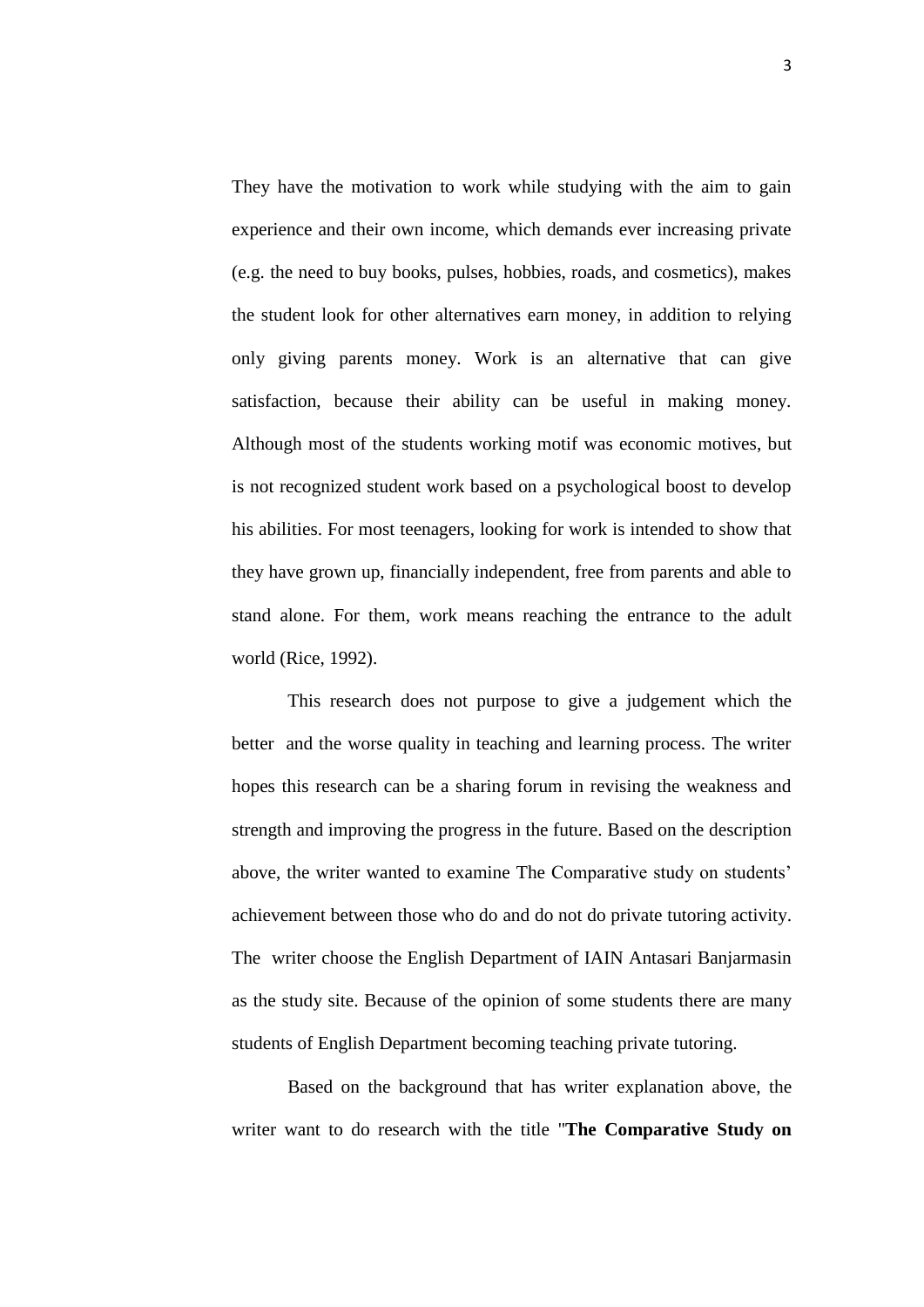They have the motivation to work while studying with the aim to gain experience and their own income, which demands ever increasing private (e.g. the need to buy books, pulses, hobbies, roads, and cosmetics), makes the student look for other alternatives earn money, in addition to relying only giving parents money. Work is an alternative that can give satisfaction, because their ability can be useful in making money. Although most of the students working motif was economic motives, but is not recognized student work based on a psychological boost to develop his abilities. For most teenagers, looking for work is intended to show that they have grown up, financially independent, free from parents and able to stand alone. For them, work means reaching the entrance to the adult world (Rice, 1992).

This research does not purpose to give a judgement which the better and the worse quality in teaching and learning process. The writer hopes this research can be a sharing forum in revising the weakness and strength and improving the progress in the future. Based on the description above, the writer wanted to examine The Comparative study on students' achievement between those who do and do not do private tutoring activity. The writer choose the English Department of IAIN Antasari Banjarmasin as the study site. Because of the opinion of some students there are many students of English Department becoming teaching private tutoring.

Based on the background that has writer explanation above, the writer want to do research with the title "**The Comparative Study on**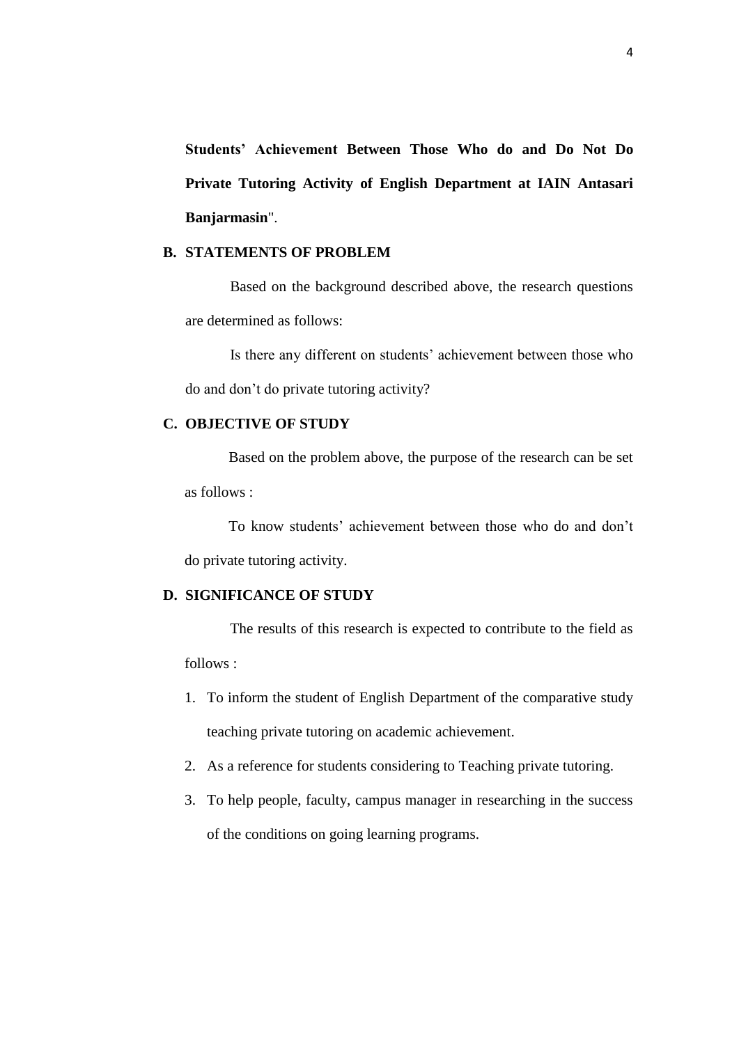**Students' Achievement Between Those Who do and Do Not Do Private Tutoring Activity of English Department at IAIN Antasari Banjarmasin**".

## B. STATEMENTS OF PROBLEM

Based on the background described above, the research questions are determined as follows:

Is there any different on students' achievement between those who do and don't do private tutoring activity?

## C. OBJECTIVE OF STUDY

Based on the problem above, the purpose of the research can be set as follows :

To know students' achievement between those who do and don't do private tutoring activity.

## D. SIGNIFICANCE OF STUDY

The results of this research is expected to contribute to the field as follows :

1. To inform the student of English Department of the comparative study teaching private tutoring on academic achievement.
2. As a reference for students considering to Teaching private tutoring.
3. To help people, faculty, campus manager in researching in the success of the conditions on going learning programs.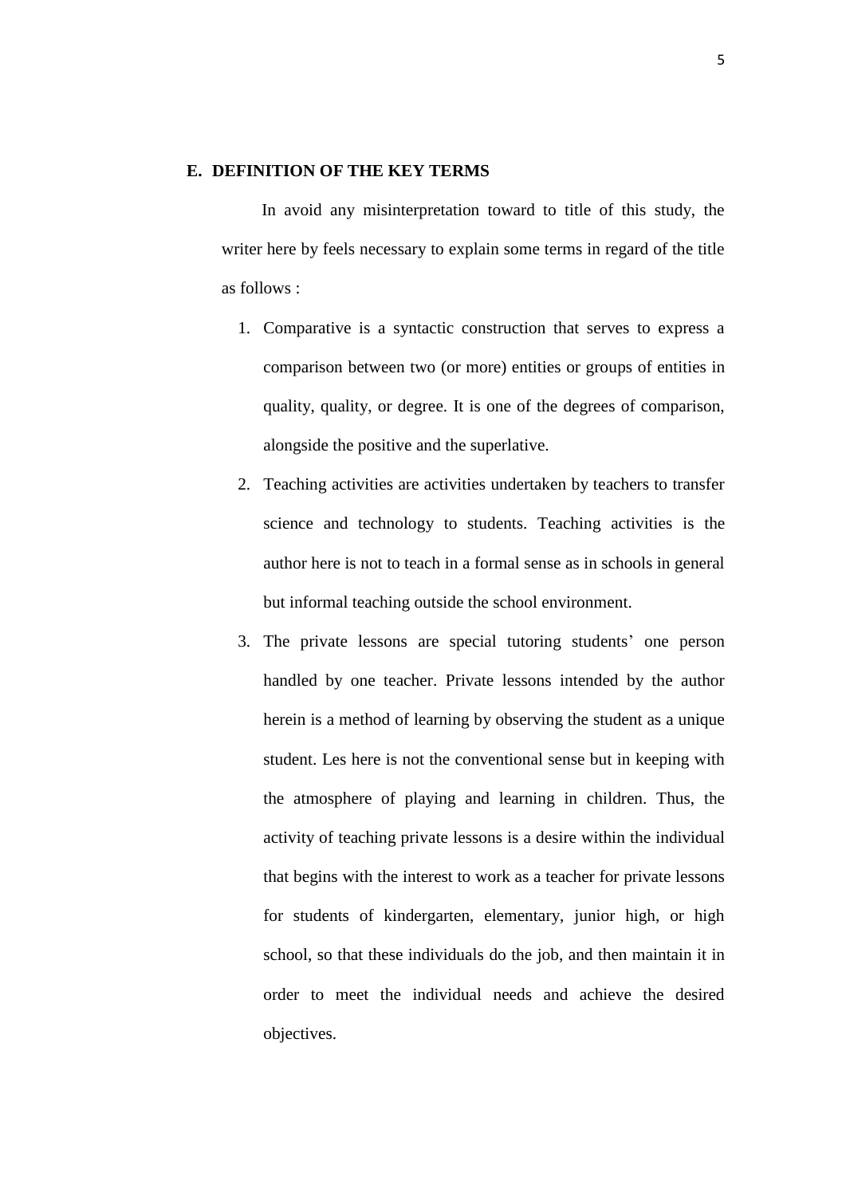## E. DEFINITION OF THE KEY TERMS

In avoid any misinterpretation toward to title of this study, the writer here by feels necessary to explain some terms in regard of the title as follows :

1. Comparative is a syntactic construction that serves to express a comparison between two (or more) entities or groups of entities in quality, quality, or degree. It is one of the degrees of comparison, alongside the positive and the superlative.
2. Teaching activities are activities undertaken by teachers to transfer science and technology to students. Teaching activities is the author here is not to teach in a formal sense as in schools in general but informal teaching outside the school environment.
3. The private lessons are special tutoring students' one person handled by one teacher. Private lessons intended by the author herein is a method of learning by observing the student as a unique student. Les here is not the conventional sense but in keeping with the atmosphere of playing and learning in children. Thus, the activity of teaching private lessons is a desire within the individual that begins with the interest to work as a teacher for private lessons for students of kindergarten, elementary, junior high, or high school, so that these individuals do the job, and then maintain it in order to meet the individual needs and achieve the desired objectives.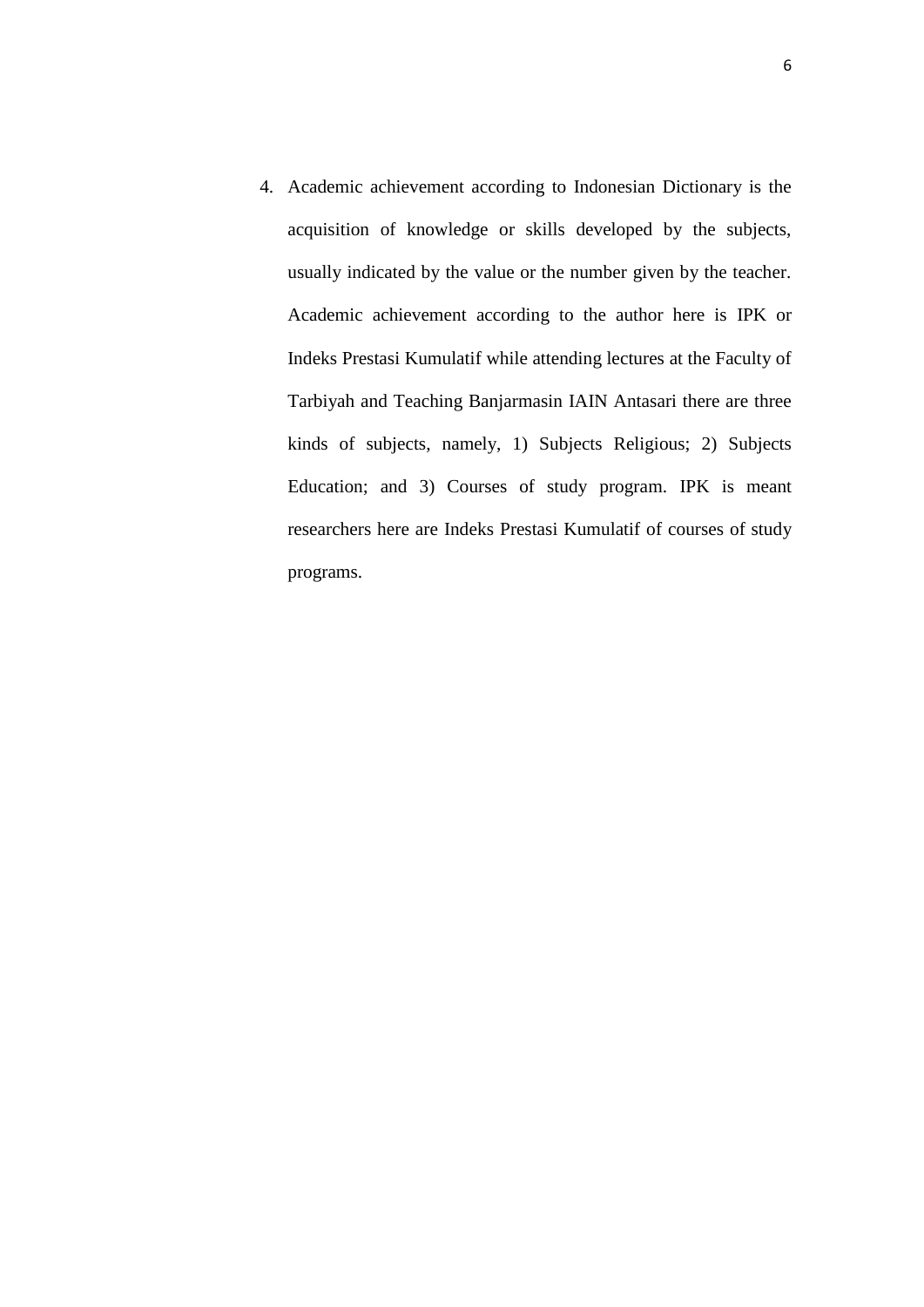4. Academic achievement according to Indonesian Dictionary is the acquisition of knowledge or skills developed by the subjects, usually indicated by the value or the number given by the teacher. Academic achievement according to the author here is IPK or Indeks Prestasi Kumulatif while attending lectures at the Faculty of Tarbiyah and Teaching Banjarmasin IAIN Antasari there are three kinds of subjects, namely, 1) Subjects Religious; 2) Subjects Education; and 3) Courses of study program. IPK is meant researchers here are Indeks Prestasi Kumulatif of courses of study programs.